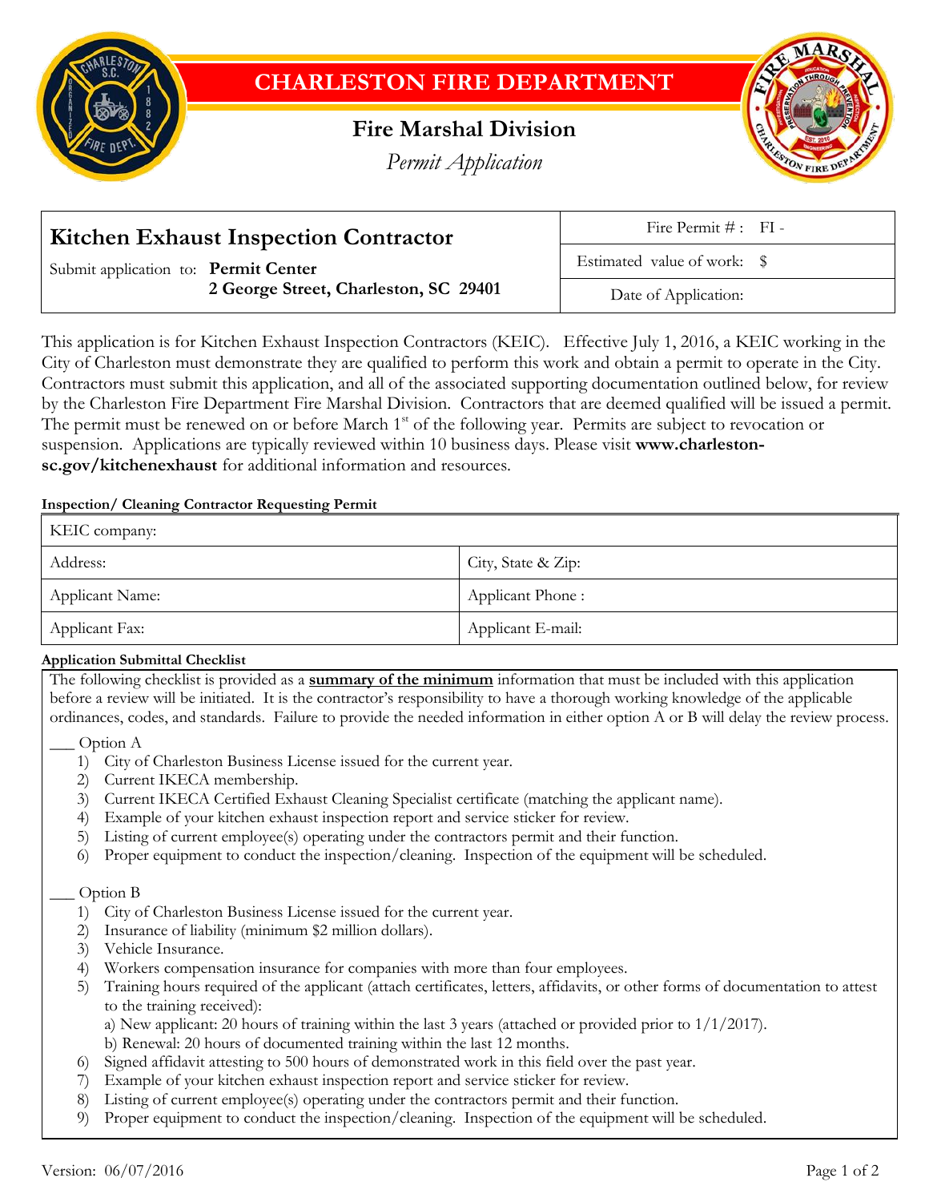# CHARLESTON FIRE DEPARTMENT

## Fire Marshal Division

*Permit Application*

| **Kitchen Exhaust Inspection Contractor** | Fire Permit # : FI - |
|---|---|
| Submit application to: **Permit Center** | Estimated value of work: $ |
| **2 George Street, Charleston, SC 29401** | Date of Application: |

This application is for Kitchen Exhaust Inspection Contractors (KEIC). Effective July 1, 2016, a KEIC working in the City of Charleston must demonstrate they are qualified to perform this work and obtain a permit to operate in the City. Contractors must submit this application, and all of the associated supporting documentation outlined below, for review by the Charleston Fire Department Fire Marshal Division. Contractors that are deemed qualified will be issued a permit. The permit must be renewed on or before March 1st of the following year. Permits are subject to revocation or suspension. Applications are typically reviewed within 10 business days. Please visit **www.charleston-sc.gov/kitchenexhaust** for additional information and resources.

**Inspection/ Cleaning Contractor Requesting Permit**

| KEIC company: | |
|---|---|
| Address: | City, State & Zip: |
| Applicant Name: | Applicant Phone : |
| Applicant Fax: | Applicant E-mail: |

**Application Submittal Checklist**

The following checklist is provided as a **summary of the minimum** information that must be included with this application before a review will be initiated. It is the contractor's responsibility to have a thorough working knowledge of the applicable ordinances, codes, and standards. Failure to provide the needed information in either option A or B will delay the review process.

___ Option A

1) City of Charleston Business License issued for the current year.
2) Current IKECA membership.
3) Current IKECA Certified Exhaust Cleaning Specialist certificate (matching the applicant name).
4) Example of your kitchen exhaust inspection report and service sticker for review.
5) Listing of current employee(s) operating under the contractors permit and their function.
6) Proper equipment to conduct the inspection/cleaning. Inspection of the equipment will be scheduled.

___ Option B

1) City of Charleston Business License issued for the current year.
2) Insurance of liability (minimum $2 million dollars).
3) Vehicle Insurance.
4) Workers compensation insurance for companies with more than four employees.
5) Training hours required of the applicant (attach certificates, letters, affidavits, or other forms of documentation to attest to the training received):
   a) New applicant: 20 hours of training within the last 3 years (attached or provided prior to 1/1/2017).
   b) Renewal: 20 hours of documented training within the last 12 months.
6) Signed affidavit attesting to 500 hours of demonstrated work in this field over the past year.
7) Example of your kitchen exhaust inspection report and service sticker for review.
8) Listing of current employee(s) operating under the contractors permit and their function.
9) Proper equipment to conduct the inspection/cleaning. Inspection of the equipment will be scheduled.

Version: 06/07/2016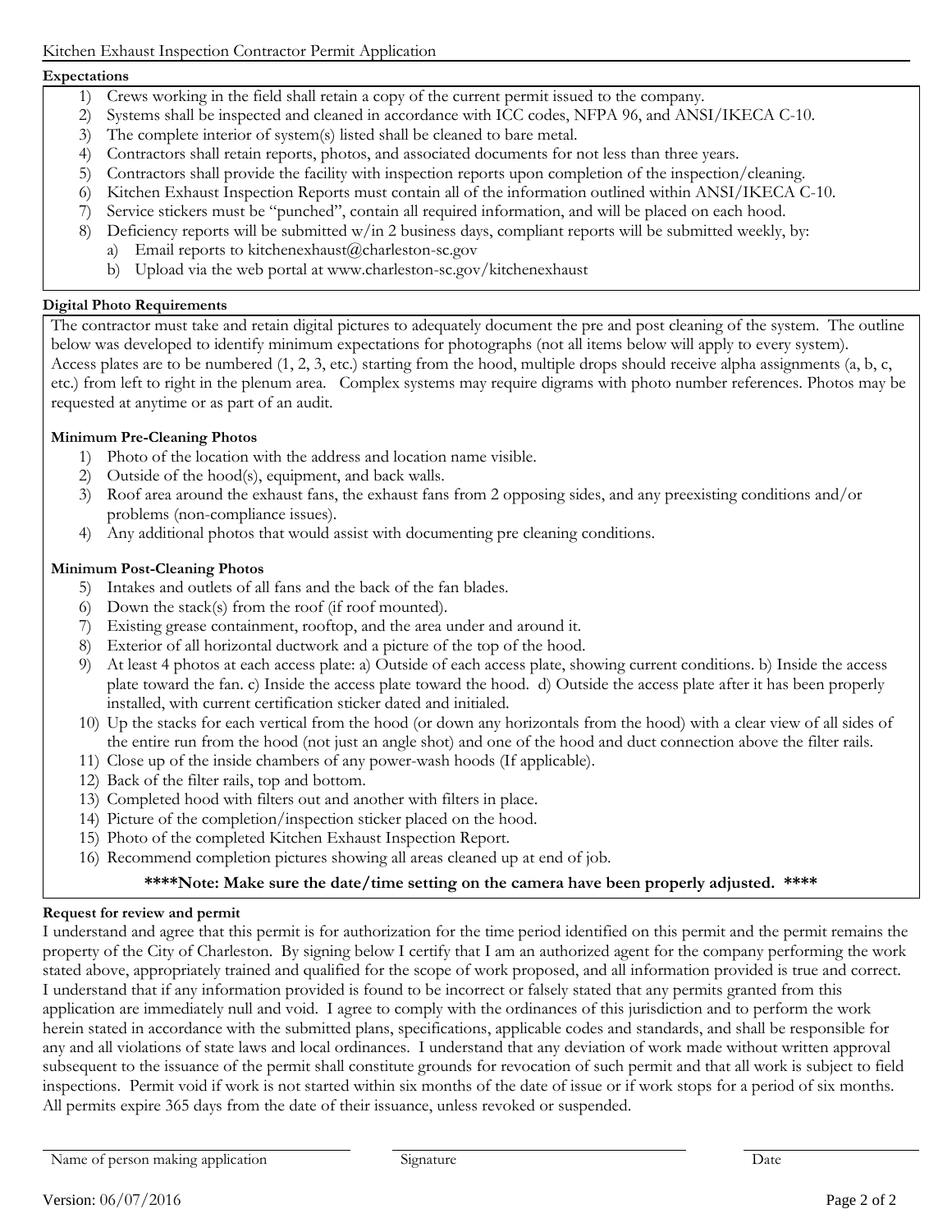**Expectations**

1) Crews working in the field shall retain a copy of the current permit issued to the company.
2) Systems shall be inspected and cleaned in accordance with ICC codes, NFPA 96, and ANSI/IKECA C-10.
3) The complete interior of system(s) listed shall be cleaned to bare metal.
4) Contractors shall retain reports, photos, and associated documents for not less than three years.
5) Contractors shall provide the facility with inspection reports upon completion of the inspection/cleaning.
6) Kitchen Exhaust Inspection Reports must contain all of the information outlined within ANSI/IKECA C-10.
7) Service stickers must be "punched", contain all required information, and will be placed on each hood.
8) Deficiency reports will be submitted w/in 2 business days, compliant reports will be submitted weekly, by:
   a) Email reports to kitchenexhaust@charleston-sc.gov
   b) Upload via the web portal at www.charleston-sc.gov/kitchenexhaust

**Digital Photo Requirements**

The contractor must take and retain digital pictures to adequately document the pre and post cleaning of the system. The outline below was developed to identify minimum expectations for photographs (not all items below will apply to every system). Access plates are to be numbered (1, 2, 3, etc.) starting from the hood, multiple drops should receive alpha assignments (a, b, c, etc.) from left to right in the plenum area. Complex systems may require digrams with photo number references. Photos may be requested at anytime or as part of an audit.

**Minimum Pre-Cleaning Photos**

1) Photo of the location with the address and location name visible.
2) Outside of the hood(s), equipment, and back walls.
3) Roof area around the exhaust fans, the exhaust fans from 2 opposing sides, and any preexisting conditions and/or problems (non-compliance issues).
4) Any additional photos that would assist with documenting pre cleaning conditions.

**Minimum Post-Cleaning Photos**

5) Intakes and outlets of all fans and the back of the fan blades.
6) Down the stack(s) from the roof (if roof mounted).
7) Existing grease containment, rooftop, and the area under and around it.
8) Exterior of all horizontal ductwork and a picture of the top of the hood.
9) At least 4 photos at each access plate: a) Outside of each access plate, showing current conditions. b) Inside the access plate toward the fan. c) Inside the access plate toward the hood. d) Outside the access plate after it has been properly installed, with current certification sticker dated and initialed.
10) Up the stacks for each vertical from the hood (or down any horizontals from the hood) with a clear view of all sides of the entire run from the hood (not just an angle shot) and one of the hood and duct connection above the filter rails.
11) Close up of the inside chambers of any power-wash hoods (If applicable).
12) Back of the filter rails, top and bottom.
13) Completed hood with filters out and another with filters in place.
14) Picture of the completion/inspection sticker placed on the hood.
15) Photo of the completed Kitchen Exhaust Inspection Report.
16) Recommend completion pictures showing all areas cleaned up at end of job.

**\*\*\*\*Note: Make sure the date/time setting on the camera have been properly adjusted. \*\*\*\***

**Request for review and permit**

I understand and agree that this permit is for authorization for the time period identified on this permit and the permit remains the property of the City of Charleston. By signing below I certify that I am an authorized agent for the company performing the work stated above, appropriately trained and qualified for the scope of work proposed, and all information provided is true and correct. I understand that if any information provided is found to be incorrect or falsely stated that any permits granted from this application are immediately null and void. I agree to comply with the ordinances of this jurisdiction and to perform the work herein stated in accordance with the submitted plans, specifications, applicable codes and standards, and shall be responsible for any and all violations of state laws and local ordinances. I understand that any deviation of work made without written approval subsequent to the issuance of the permit shall constitute grounds for revocation of such permit and that all work is subject to field inspections. Permit void if work is not started within six months of the date of issue or if work stops for a period of six months. All permits expire 365 days from the date of their issuance, unless revoked or suspended.

Name of person making application ____________________ Signature ____________________ Date ____________________

Version: 06/07/2016